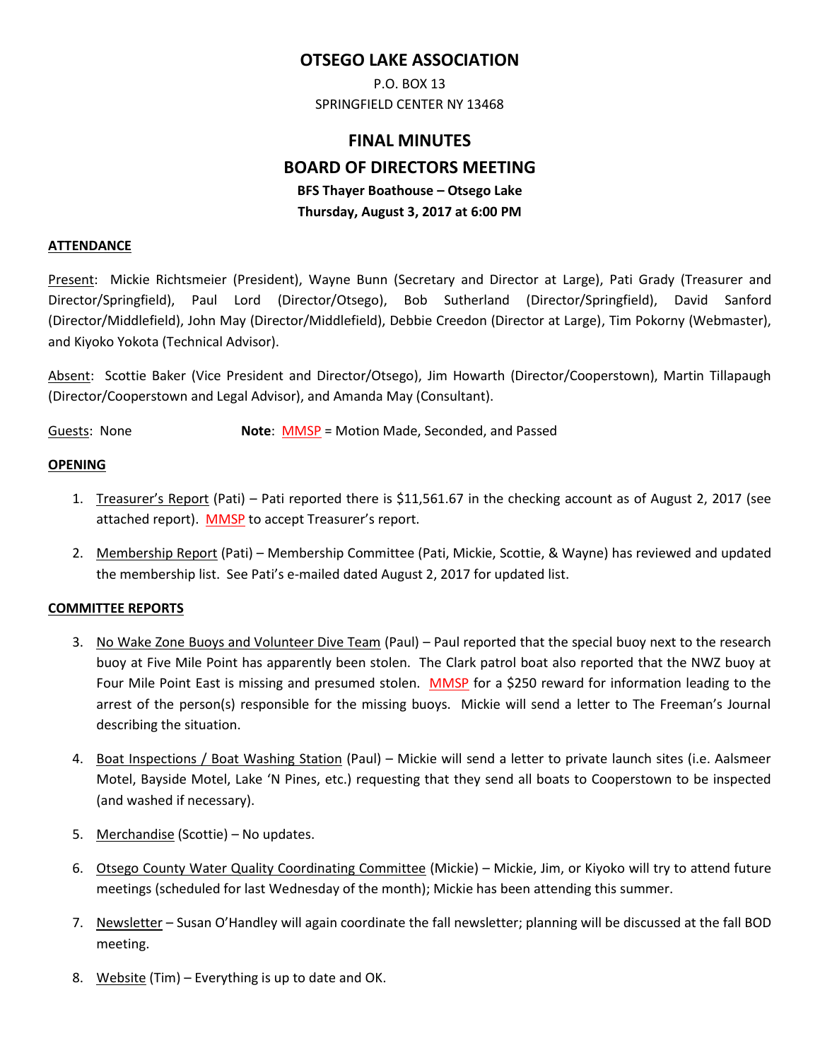# OTSEGO LAKE ASSOCIATION

P.O. BOX 13
SPRINGFIELD CENTER NY 13468

## FINAL MINUTES

## BOARD OF DIRECTORS MEETING

**BFS Thayer Boathouse – Otsego Lake**
**Thursday, August 3, 2017 at 6:00 PM**

### ATTENDANCE

Present: Mickie Richtsmeier (President), Wayne Bunn (Secretary and Director at Large), Pati Grady (Treasurer and Director/Springfield), Paul Lord (Director/Otsego), Bob Sutherland (Director/Springfield), David Sanford (Director/Middlefield), John May (Director/Middlefield), Debbie Creedon (Director at Large), Tim Pokorny (Webmaster), and Kiyoko Yokota (Technical Advisor).

Absent: Scottie Baker (Vice President and Director/Otsego), Jim Howarth (Director/Cooperstown), Martin Tillapaugh (Director/Cooperstown and Legal Advisor), and Amanda May (Consultant).

Guests: None **Note**: MMSP = Motion Made, Seconded, and Passed

### OPENING

1. Treasurer's Report (Pati) – Pati reported there is $11,561.67 in the checking account as of August 2, 2017 (see attached report). MMSP to accept Treasurer's report.
2. Membership Report (Pati) – Membership Committee (Pati, Mickie, Scottie, & Wayne) has reviewed and updated the membership list. See Pati's e-mailed dated August 2, 2017 for updated list.

### COMMITTEE REPORTS

3. No Wake Zone Buoys and Volunteer Dive Team (Paul) – Paul reported that the special buoy next to the research buoy at Five Mile Point has apparently been stolen. The Clark patrol boat also reported that the NWZ buoy at Four Mile Point East is missing and presumed stolen. MMSP for a $250 reward for information leading to the arrest of the person(s) responsible for the missing buoys. Mickie will send a letter to The Freeman's Journal describing the situation.
4. Boat Inspections / Boat Washing Station (Paul) – Mickie will send a letter to private launch sites (i.e. Aalsmeer Motel, Bayside Motel, Lake 'N Pines, etc.) requesting that they send all boats to Cooperstown to be inspected (and washed if necessary).
5. Merchandise (Scottie) – No updates.
6. Otsego County Water Quality Coordinating Committee (Mickie) – Mickie, Jim, or Kiyoko will try to attend future meetings (scheduled for last Wednesday of the month); Mickie has been attending this summer.
7. Newsletter – Susan O'Handley will again coordinate the fall newsletter; planning will be discussed at the fall BOD meeting.
8. Website (Tim) – Everything is up to date and OK.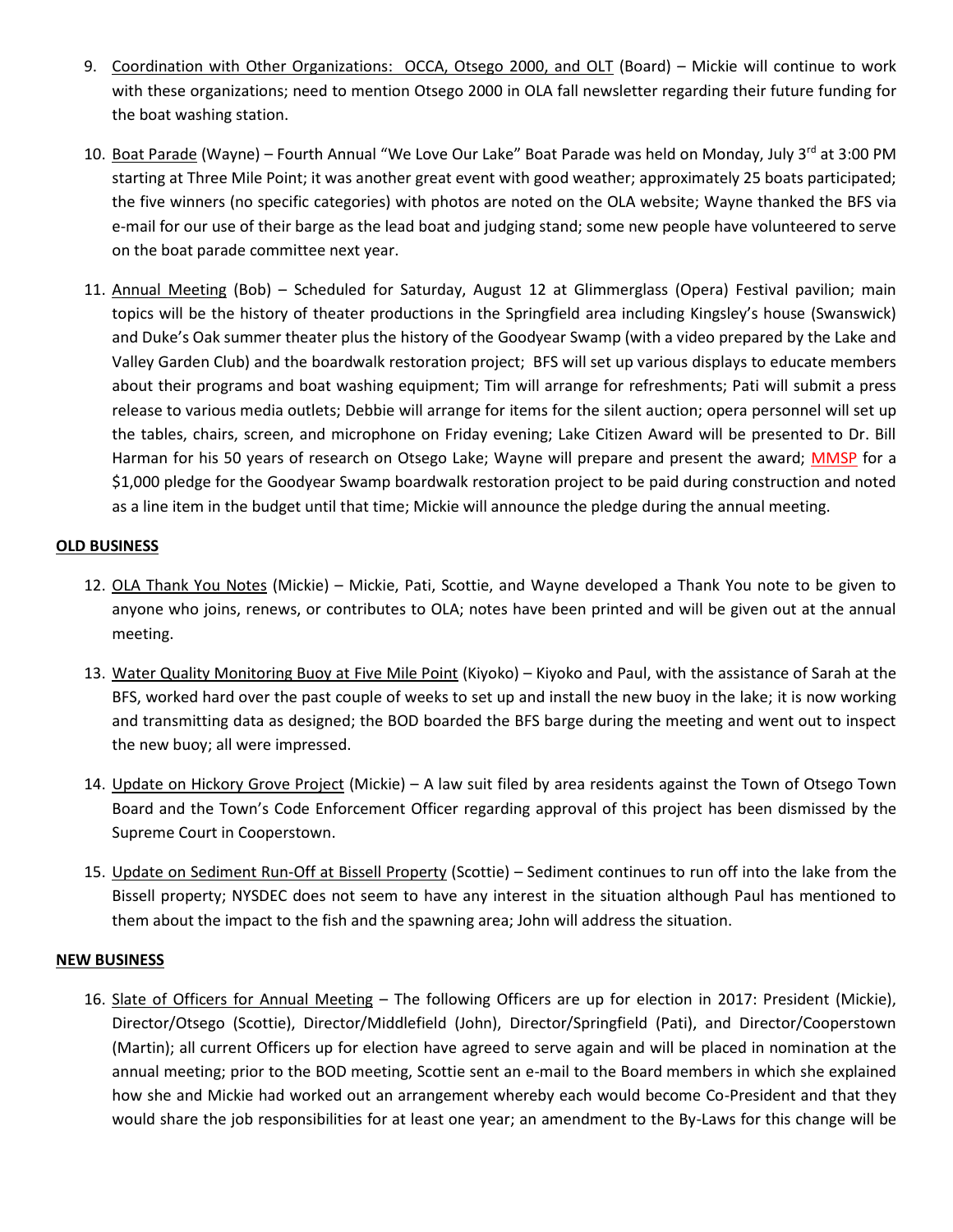9. Coordination with Other Organizations: OCCA, Otsego 2000, and OLT (Board) – Mickie will continue to work with these organizations; need to mention Otsego 2000 in OLA fall newsletter regarding their future funding for the boat washing station.

10. Boat Parade (Wayne) – Fourth Annual "We Love Our Lake" Boat Parade was held on Monday, July 3rd at 3:00 PM starting at Three Mile Point; it was another great event with good weather; approximately 25 boats participated; the five winners (no specific categories) with photos are noted on the OLA website; Wayne thanked the BFS via e-mail for our use of their barge as the lead boat and judging stand; some new people have volunteered to serve on the boat parade committee next year.

11. Annual Meeting (Bob) – Scheduled for Saturday, August 12 at Glimmerglass (Opera) Festival pavilion; main topics will be the history of theater productions in the Springfield area including Kingsley's house (Swanswick) and Duke's Oak summer theater plus the history of the Goodyear Swamp (with a video prepared by the Lake and Valley Garden Club) and the boardwalk restoration project; BFS will set up various displays to educate members about their programs and boat washing equipment; Tim will arrange for refreshments; Pati will submit a press release to various media outlets; Debbie will arrange for items for the silent auction; opera personnel will set up the tables, chairs, screen, and microphone on Friday evening; Lake Citizen Award will be presented to Dr. Bill Harman for his 50 years of research on Otsego Lake; Wayne will prepare and present the award; MMSP for a $1,000 pledge for the Goodyear Swamp boardwalk restoration project to be paid during construction and noted as a line item in the budget until that time; Mickie will announce the pledge during the annual meeting.

**OLD BUSINESS**

12. OLA Thank You Notes (Mickie) – Mickie, Pati, Scottie, and Wayne developed a Thank You note to be given to anyone who joins, renews, or contributes to OLA; notes have been printed and will be given out at the annual meeting.

13. Water Quality Monitoring Buoy at Five Mile Point (Kiyoko) – Kiyoko and Paul, with the assistance of Sarah at the BFS, worked hard over the past couple of weeks to set up and install the new buoy in the lake; it is now working and transmitting data as designed; the BOD boarded the BFS barge during the meeting and went out to inspect the new buoy; all were impressed.

14. Update on Hickory Grove Project (Mickie) – A law suit filed by area residents against the Town of Otsego Town Board and the Town's Code Enforcement Officer regarding approval of this project has been dismissed by the Supreme Court in Cooperstown.

15. Update on Sediment Run-Off at Bissell Property (Scottie) – Sediment continues to run off into the lake from the Bissell property; NYSDEC does not seem to have any interest in the situation although Paul has mentioned to them about the impact to the fish and the spawning area; John will address the situation.

**NEW BUSINESS**

16. Slate of Officers for Annual Meeting – The following Officers are up for election in 2017: President (Mickie), Director/Otsego (Scottie), Director/Middlefield (John), Director/Springfield (Pati), and Director/Cooperstown (Martin); all current Officers up for election have agreed to serve again and will be placed in nomination at the annual meeting; prior to the BOD meeting, Scottie sent an e-mail to the Board members in which she explained how she and Mickie had worked out an arrangement whereby each would become Co-President and that they would share the job responsibilities for at least one year; an amendment to the By-Laws for this change will be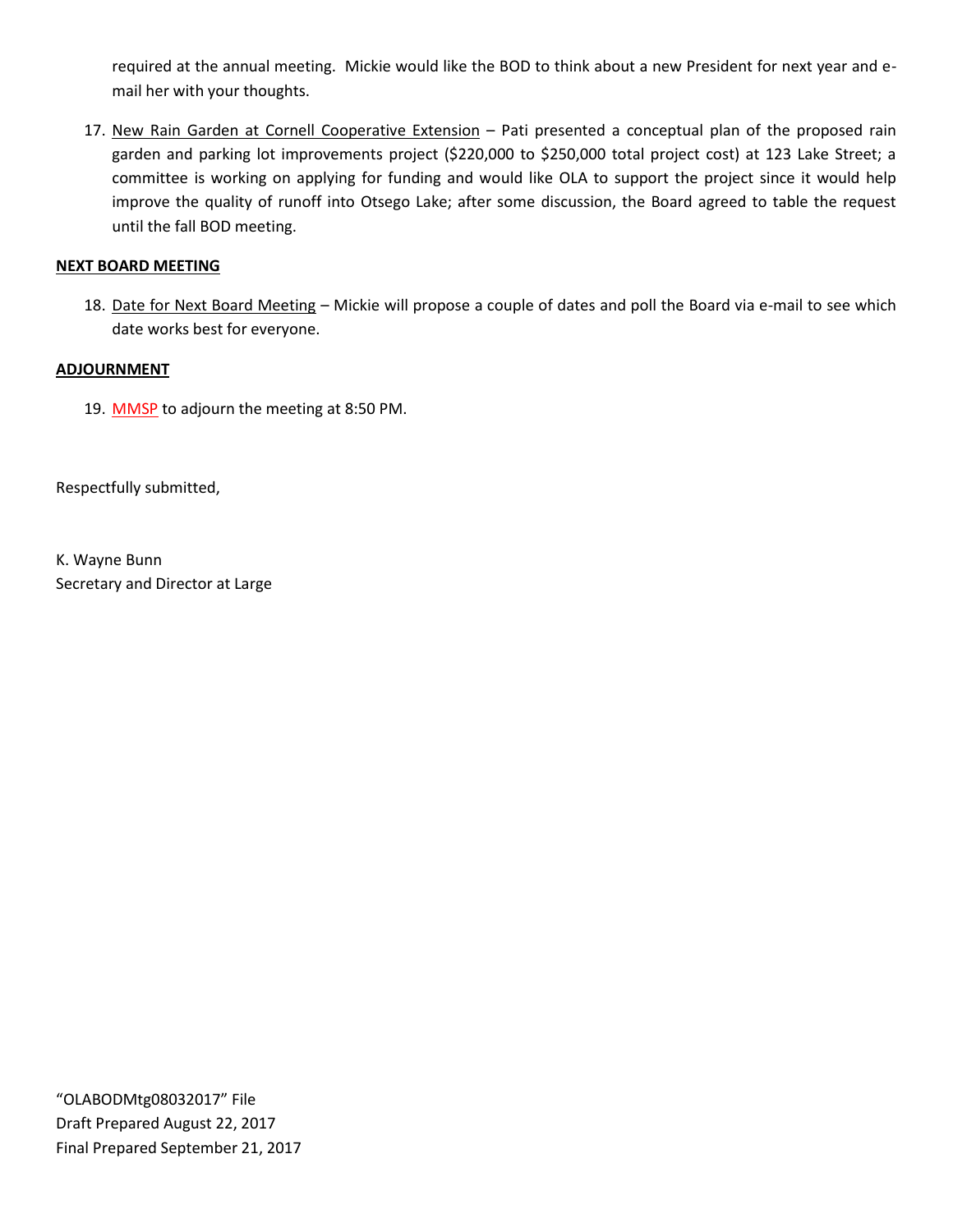required at the annual meeting. Mickie would like the BOD to think about a new President for next year and e-mail her with your thoughts.

17. New Rain Garden at Cornell Cooperative Extension – Pati presented a conceptual plan of the proposed rain garden and parking lot improvements project ($220,000 to $250,000 total project cost) at 123 Lake Street; a committee is working on applying for funding and would like OLA to support the project since it would help improve the quality of runoff into Otsego Lake; after some discussion, the Board agreed to table the request until the fall BOD meeting.

**NEXT BOARD MEETING**

18. Date for Next Board Meeting – Mickie will propose a couple of dates and poll the Board via e-mail to see which date works best for everyone.

**ADJOURNMENT**

19. MMSP to adjourn the meeting at 8:50 PM.

Respectfully submitted,

K. Wayne Bunn
Secretary and Director at Large

"OLABODMtg08032017" File
Draft Prepared August 22, 2017
Final Prepared September 21, 2017